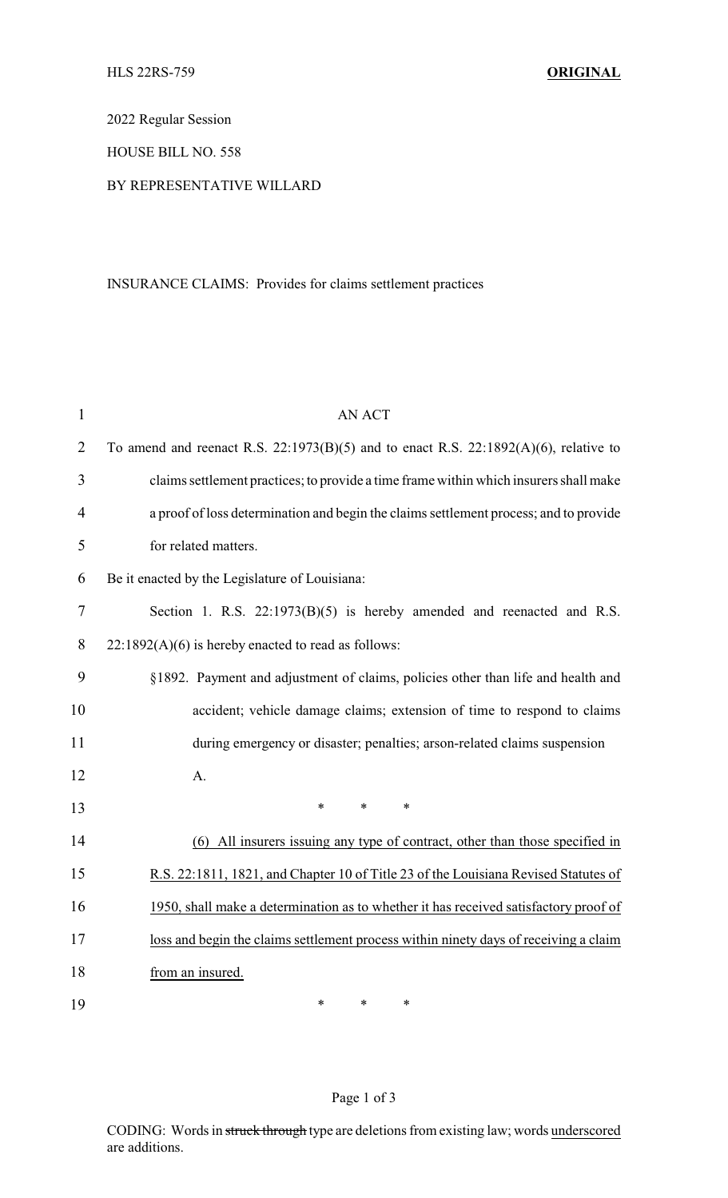HLS 22RS-759 **ORIGINAL**

2022 Regular Session

HOUSE BILL NO. 558

BY REPRESENTATIVE WILLARD

INSURANCE CLAIMS: Provides for claims settlement practices

AN ACT

To amend and reenact R.S. 22:1973(B)(5) and to enact R.S. 22:1892(A)(6), relative to claims settlement practices; to provide a time frame within which insurers shall make a proof of loss determination and begin the claims settlement process; and to provide for related matters.

Be it enacted by the Legislature of Louisiana:

Section 1. R.S. 22:1973(B)(5) is hereby amended and reenacted and R.S. 22:1892(A)(6) is hereby enacted to read as follows:

§1892. Payment and adjustment of claims, policies other than life and health and accident; vehicle damage claims; extension of time to respond to claims during emergency or disaster; penalties; arson-related claims suspension

A.

\* \* \*

<u>(6) All insurers issuing any type of contract, other than those specified in R.S. 22:1811, 1821, and Chapter 10 of Title 23 of the Louisiana Revised Statutes of 1950, shall make a determination as to whether it has received satisfactory proof of loss and begin the claims settlement process within ninety days of receiving a claim from an insured.</u>

\* \* \*

CODING: Words in ~~struck through~~ type are deletions from existing law; words <u>underscored</u> are additions.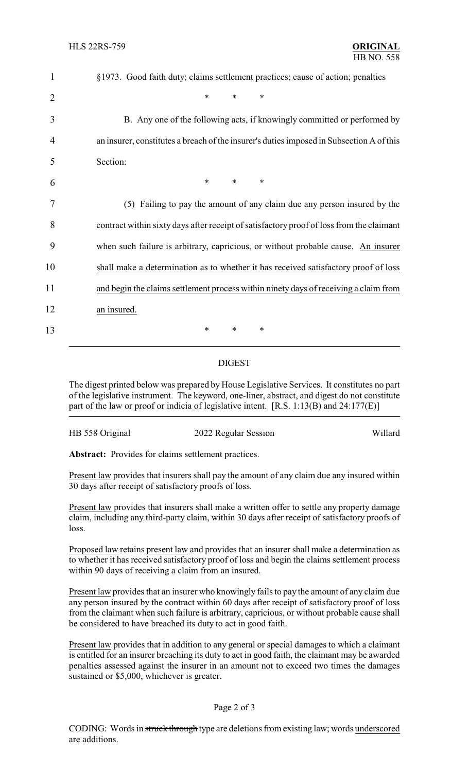§1973. Good faith duty; claims settlement practices; cause of action; penalties

\* \* \*

B. Any one of the following acts, if knowingly committed or performed by an insurer, constitutes a breach of the insurer's duties imposed in Subsection A of this Section:

\* \* \*

(5) Failing to pay the amount of any claim due any person insured by the contract within sixty days after receipt of satisfactory proof of loss from the claimant when such failure is arbitrary, capricious, or without probable cause. <u>An insurer shall make a determination as to whether it has received satisfactory proof of loss and begin the claims settlement process within ninety days of receiving a claim from an insured.</u>

\* \* \*

---

## DIGEST

The digest printed below was prepared by House Legislative Services. It constitutes no part of the legislative instrument. The keyword, one-liner, abstract, and digest do not constitute part of the law or proof or indicia of legislative intent. [R.S. 1:13(B) and 24:177(E)]

HB 558 Original | 2022 Regular Session | Willard

**Abstract:** Provides for claims settlement practices.

<u>Present law</u> provides that insurers shall pay the amount of any claim due any insured within 30 days after receipt of satisfactory proofs of loss.

<u>Present law</u> provides that insurers shall make a written offer to settle any property damage claim, including any third-party claim, within 30 days after receipt of satisfactory proofs of loss.

<u>Proposed law</u> retains <u>present law</u> and provides that an insurer shall make a determination as to whether it has received satisfactory proof of loss and begin the claims settlement process within 90 days of receiving a claim from an insured.

<u>Present law</u> provides that an insurer who knowingly fails to pay the amount of any claim due any person insured by the contract within 60 days after receipt of satisfactory proof of loss from the claimant when such failure is arbitrary, capricious, or without probable cause shall be considered to have breached its duty to act in good faith.

<u>Present law</u> provides that in addition to any general or special damages to which a claimant is entitled for an insurer breaching its duty to act in good faith, the claimant may be awarded penalties assessed against the insurer in an amount not to exceed two times the damages sustained or $5,000, whichever is greater.

CODING: Words in ~~struck through~~ type are deletions from existing law; words <u>underscored</u> are additions.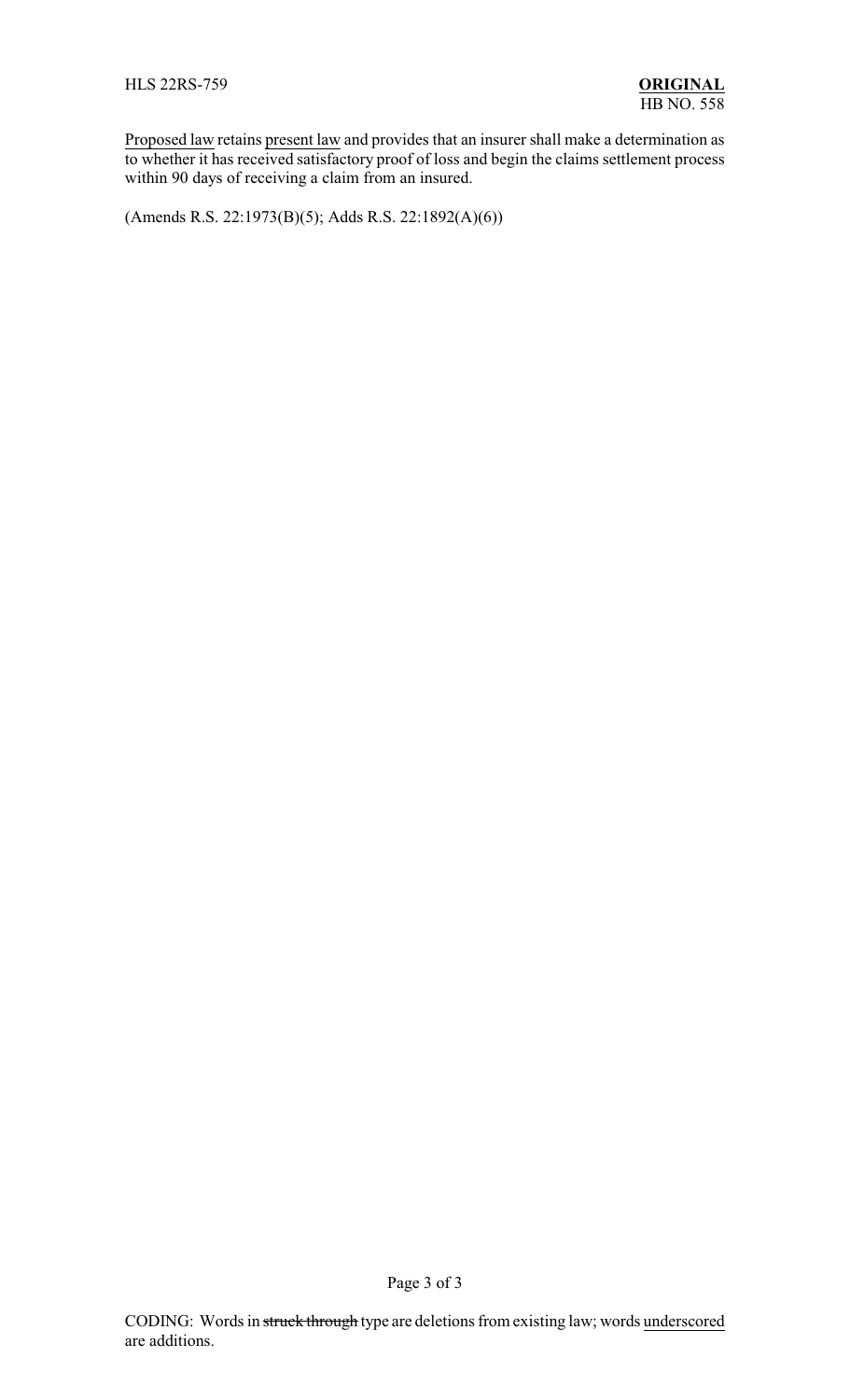Proposed law retains present law and provides that an insurer shall make a determination as to whether it has received satisfactory proof of loss and begin the claims settlement process within 90 days of receiving a claim from an insured.

(Amends R.S. 22:1973(B)(5); Adds R.S. 22:1892(A)(6))